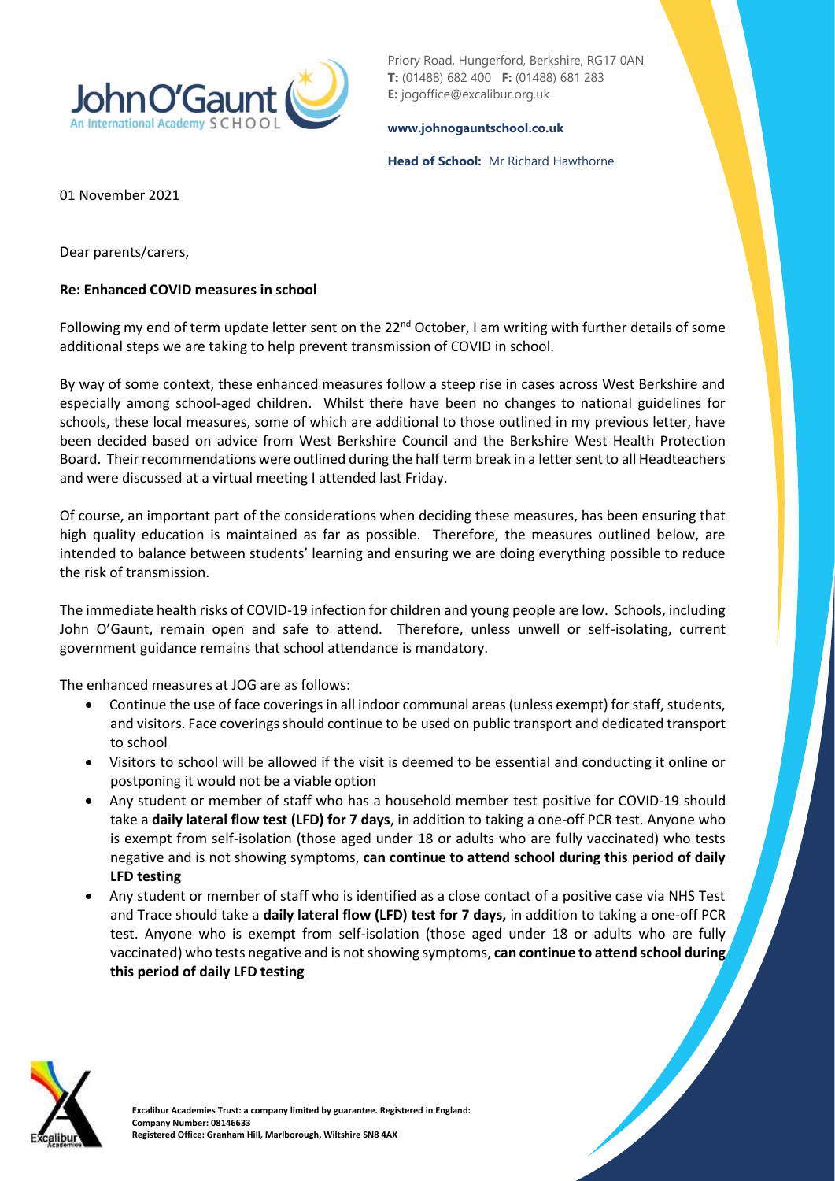Priory Road, Hungerford, Berkshire, RG17 0AN
**T:** (01488) 682 400 **F:** (01488) 681 283
**E:** jogoffice@excalibur.org.uk

**www.johnogauntschool.co.uk**

**Head of School:** Mr Richard Hawthorne

01 November 2021

Dear parents/carers,

**Re: Enhanced COVID measures in school**

Following my end of term update letter sent on the 22nd October, I am writing with further details of some additional steps we are taking to help prevent transmission of COVID in school.

By way of some context, these enhanced measures follow a steep rise in cases across West Berkshire and especially among school-aged children. Whilst there have been no changes to national guidelines for schools, these local measures, some of which are additional to those outlined in my previous letter, have been decided based on advice from West Berkshire Council and the Berkshire West Health Protection Board. Their recommendations were outlined during the half term break in a letter sent to all Headteachers and were discussed at a virtual meeting I attended last Friday.

Of course, an important part of the considerations when deciding these measures, has been ensuring that high quality education is maintained as far as possible. Therefore, the measures outlined below, are intended to balance between students' learning and ensuring we are doing everything possible to reduce the risk of transmission.

The immediate health risks of COVID-19 infection for children and young people are low. Schools, including John O'Gaunt, remain open and safe to attend. Therefore, unless unwell or self-isolating, current government guidance remains that school attendance is mandatory.

The enhanced measures at JOG are as follows:

- Continue the use of face coverings in all indoor communal areas (unless exempt) for staff, students, and visitors. Face coverings should continue to be used on public transport and dedicated transport to school
- Visitors to school will be allowed if the visit is deemed to be essential and conducting it online or postponing it would not be a viable option
- Any student or member of staff who has a household member test positive for COVID-19 should take a **daily lateral flow test (LFD) for 7 days**, in addition to taking a one-off PCR test. Anyone who is exempt from self-isolation (those aged under 18 or adults who are fully vaccinated) who tests negative and is not showing symptoms, **can continue to attend school during this period of daily LFD testing**
- Any student or member of staff who is identified as a close contact of a positive case via NHS Test and Trace should take a **daily lateral flow (LFD) test for 7 days,** in addition to taking a one-off PCR test. Anyone who is exempt from self-isolation (those aged under 18 or adults who are fully vaccinated) who tests negative and is not showing symptoms, **can continue to attend school during this period of daily LFD testing**

**Excalibur Academies Trust: a company limited by guarantee. Registered in England:**
**Company Number: 08146633**
**Registered Office: Granham Hill, Marlborough, Wiltshire SN8 4AX**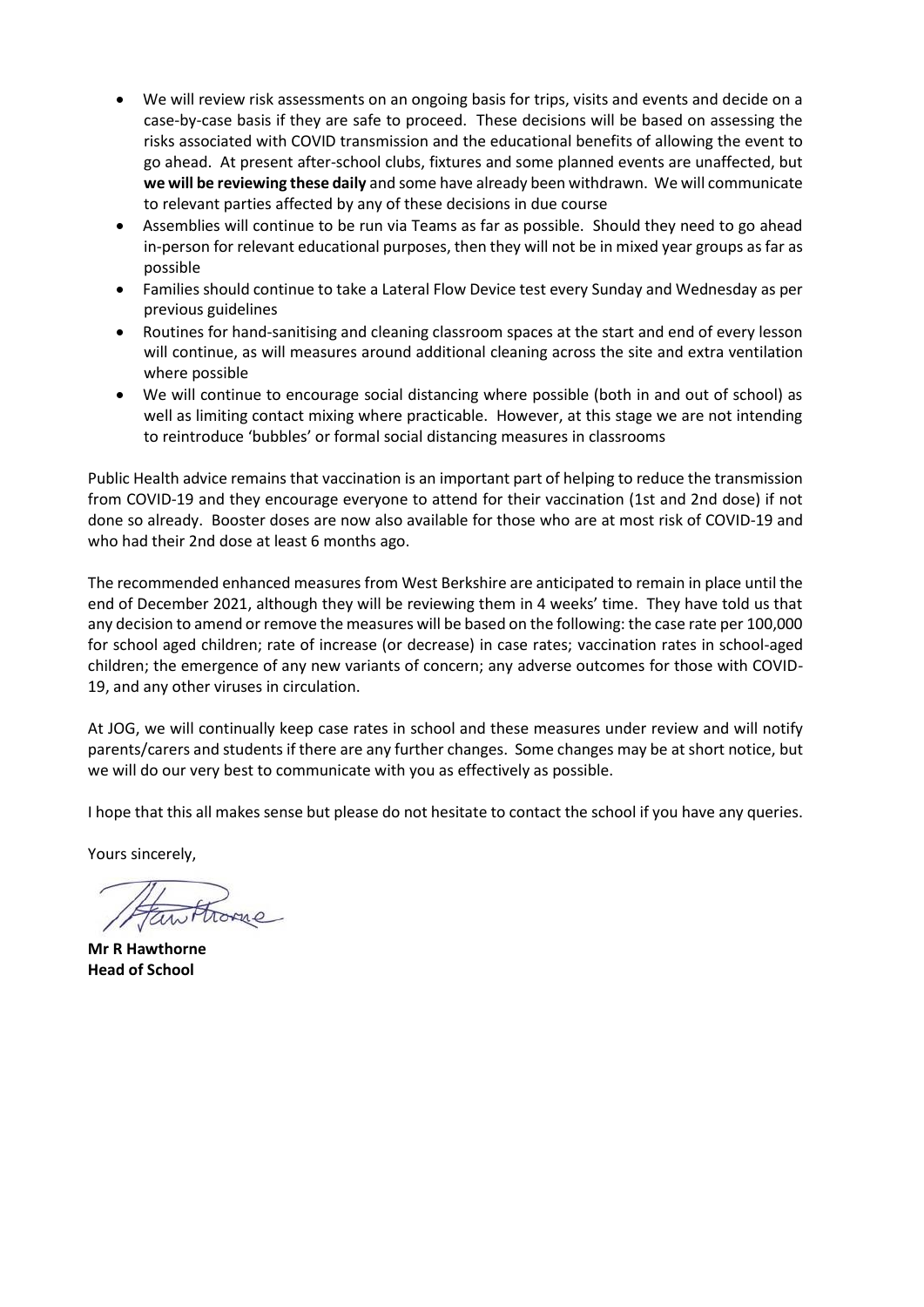- We will review risk assessments on an ongoing basis for trips, visits and events and decide on a case-by-case basis if they are safe to proceed. These decisions will be based on assessing the risks associated with COVID transmission and the educational benefits of allowing the event to go ahead. At present after-school clubs, fixtures and some planned events are unaffected, but **we will be reviewing these daily** and some have already been withdrawn. We will communicate to relevant parties affected by any of these decisions in due course
- Assemblies will continue to be run via Teams as far as possible. Should they need to go ahead in-person for relevant educational purposes, then they will not be in mixed year groups as far as possible
- Families should continue to take a Lateral Flow Device test every Sunday and Wednesday as per previous guidelines
- Routines for hand-sanitising and cleaning classroom spaces at the start and end of every lesson will continue, as will measures around additional cleaning across the site and extra ventilation where possible
- We will continue to encourage social distancing where possible (both in and out of school) as well as limiting contact mixing where practicable. However, at this stage we are not intending to reintroduce 'bubbles' or formal social distancing measures in classrooms

Public Health advice remains that vaccination is an important part of helping to reduce the transmission from COVID-19 and they encourage everyone to attend for their vaccination (1st and 2nd dose) if not done so already. Booster doses are now also available for those who are at most risk of COVID-19 and who had their 2nd dose at least 6 months ago.

The recommended enhanced measures from West Berkshire are anticipated to remain in place until the end of December 2021, although they will be reviewing them in 4 weeks' time. They have told us that any decision to amend or remove the measures will be based on the following: the case rate per 100,000 for school aged children; rate of increase (or decrease) in case rates; vaccination rates in school-aged children; the emergence of any new variants of concern; any adverse outcomes for those with COVID-19, and any other viruses in circulation.

At JOG, we will continually keep case rates in school and these measures under review and will notify parents/carers and students if there are any further changes. Some changes may be at short notice, but we will do our very best to communicate with you as effectively as possible.

I hope that this all makes sense but please do not hesitate to contact the school if you have any queries.

Yours sincerely,

**Mr R Hawthorne**
**Head of School**